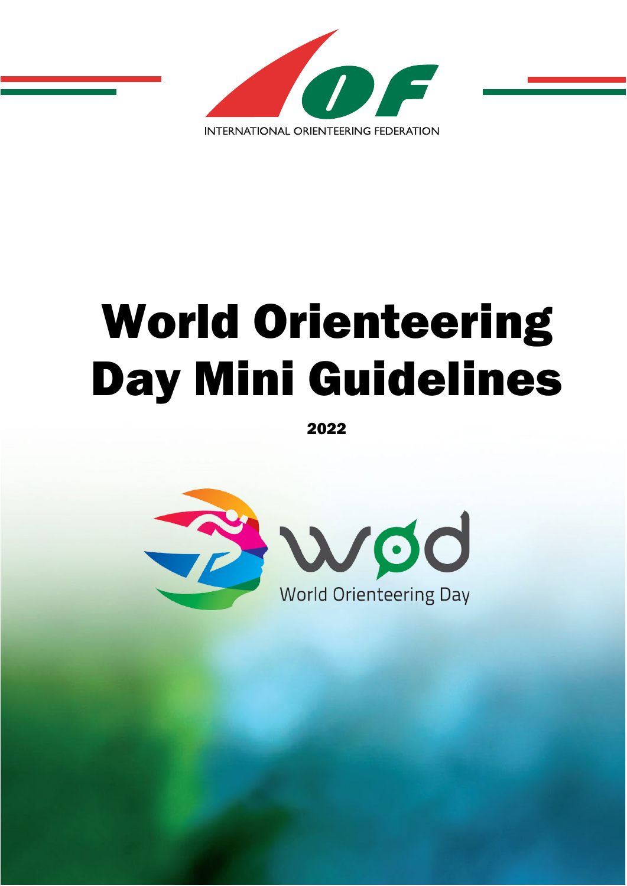INTERNATIONAL ORIENTEERING FEDERATION

# World Orienteering Day Mini Guidelines

**2022**

World Orienteering Day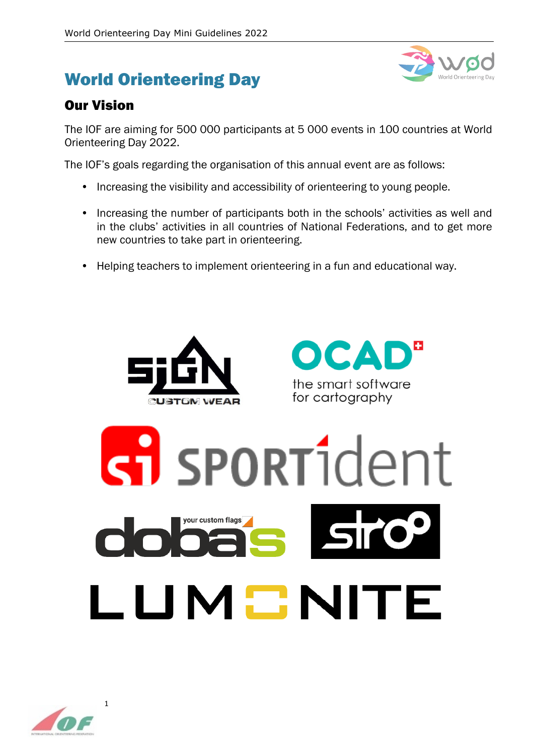# World Orienteering Day

## Our Vision

The IOF are aiming for 500 000 participants at 5 000 events in 100 countries at World Orienteering Day 2022.

The IOF's goals regarding the organisation of this annual event are as follows:

- Increasing the visibility and accessibility of orienteering to young people.
- Increasing the number of participants both in the schools' activities as well and in the clubs' activities in all countries of National Federations, and to get more new countries to take part in orienteering.
- Helping teachers to implement orienteering in a fun and educational way.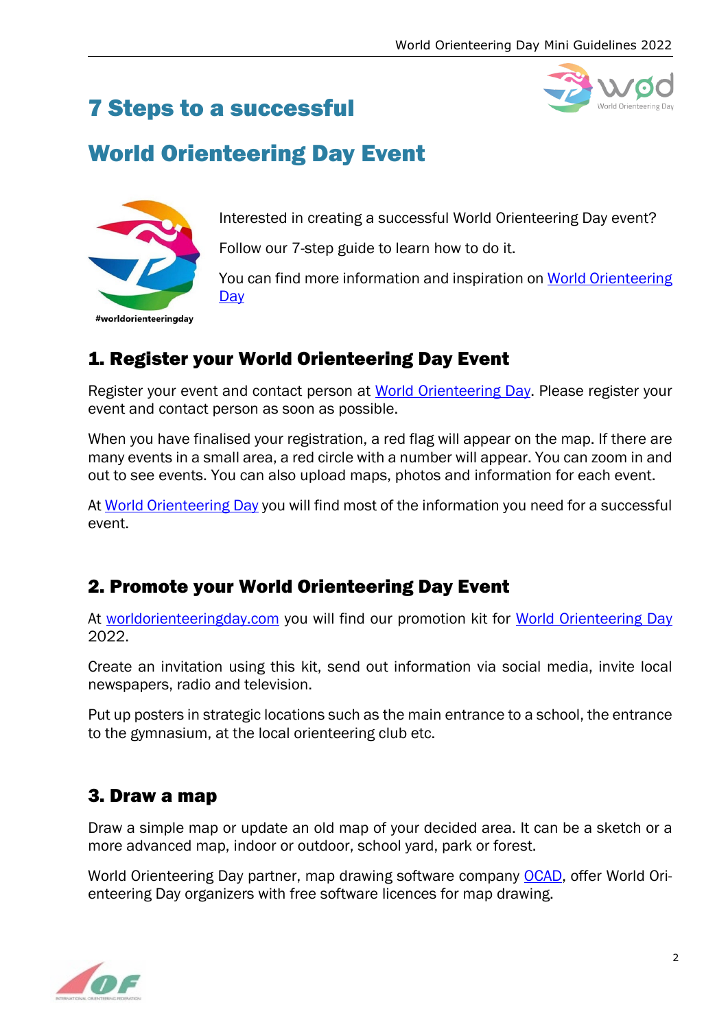# 7 Steps to a successful

# World Orienteering Day Event

#worldorienteeringday

Interested in creating a successful World Orienteering Day event?

Follow our 7-step guide to learn how to do it.

You can find more information and inspiration on World Orienteering Day

## 1. Register your World Orienteering Day Event

Register your event and contact person at World Orienteering Day. Please register your event and contact person as soon as possible.

When you have finalised your registration, a red flag will appear on the map. If there are many events in a small area, a red circle with a number will appear. You can zoom in and out to see events. You can also upload maps, photos and information for each event.

At World Orienteering Day you will find most of the information you need for a successful event.

## 2. Promote your World Orienteering Day Event

At worldorienteeringday.com you will find our promotion kit for World Orienteering Day 2022.

Create an invitation using this kit, send out information via social media, invite local newspapers, radio and television.

Put up posters in strategic locations such as the main entrance to a school, the entrance to the gymnasium, at the local orienteering club etc.

## 3. Draw a map

Draw a simple map or update an old map of your decided area. It can be a sketch or a more advanced map, indoor or outdoor, school yard, park or forest.

World Orienteering Day partner, map drawing software company OCAD, offer World Orienteering Day organizers with free software licences for map drawing.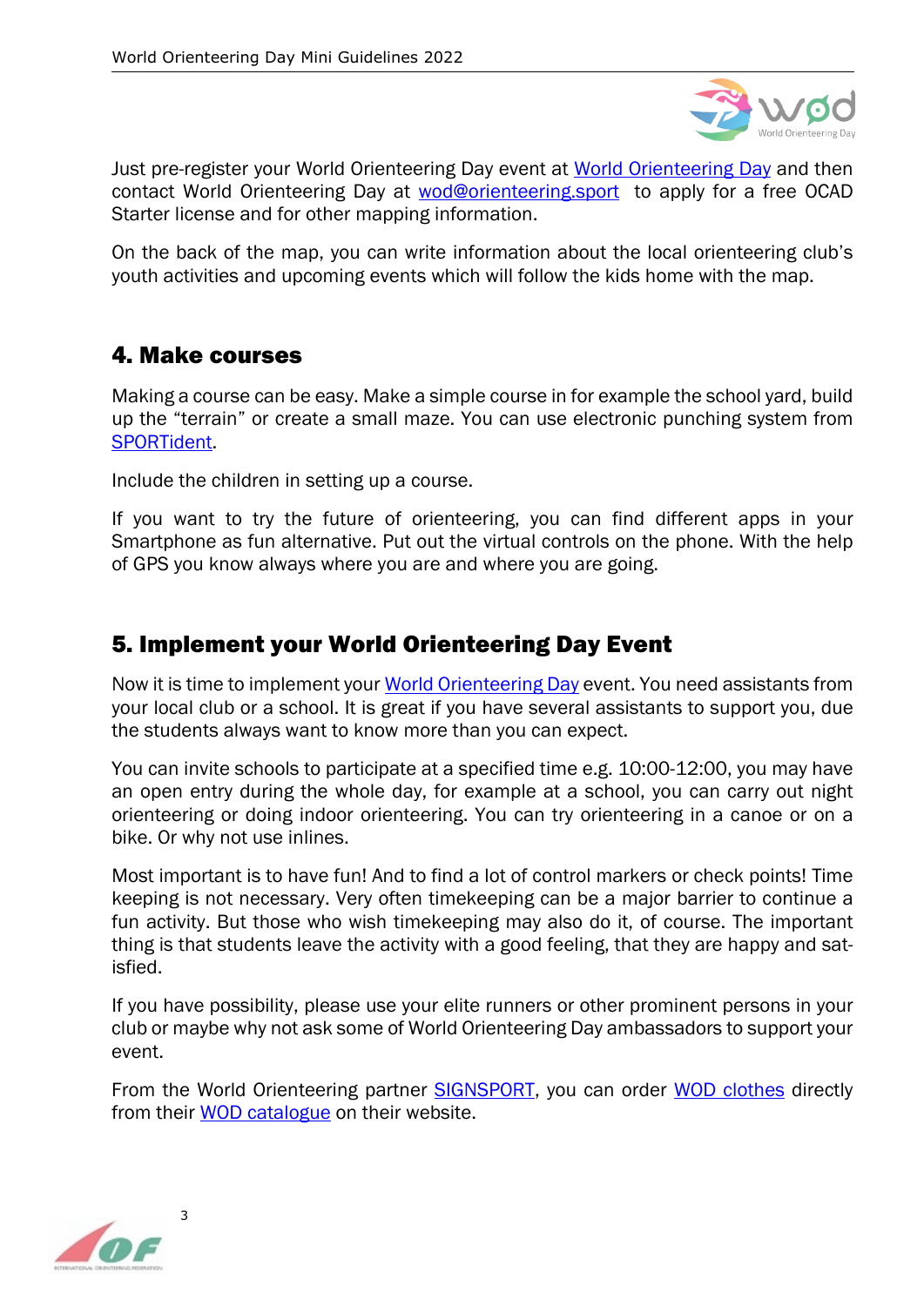Just pre-register your World Orienteering Day event at World Orienteering Day and then contact World Orienteering Day at wod@orienteering.sport to apply for a free OCAD Starter license and for other mapping information.

On the back of the map, you can write information about the local orienteering club's youth activities and upcoming events which will follow the kids home with the map.

## 4. Make courses

Making a course can be easy. Make a simple course in for example the school yard, build up the "terrain" or create a small maze. You can use electronic punching system from SPORTident.

Include the children in setting up a course.

If you want to try the future of orienteering, you can find different apps in your Smartphone as fun alternative. Put out the virtual controls on the phone. With the help of GPS you know always where you are and where you are going.

## 5. Implement your World Orienteering Day Event

Now it is time to implement your World Orienteering Day event. You need assistants from your local club or a school. It is great if you have several assistants to support you, due the students always want to know more than you can expect.

You can invite schools to participate at a specified time e.g. 10:00-12:00, you may have an open entry during the whole day, for example at a school, you can carry out night orienteering or doing indoor orienteering. You can try orienteering in a canoe or on a bike. Or why not use inlines.

Most important is to have fun! And to find a lot of control markers or check points! Time keeping is not necessary. Very often timekeeping can be a major barrier to continue a fun activity. But those who wish timekeeping may also do it, of course. The important thing is that students leave the activity with a good feeling, that they are happy and satisfied.

If you have possibility, please use your elite runners or other prominent persons in your club or maybe why not ask some of World Orienteering Day ambassadors to support your event.

From the World Orienteering partner SIGNSPORT, you can order WOD clothes directly from their WOD catalogue on their website.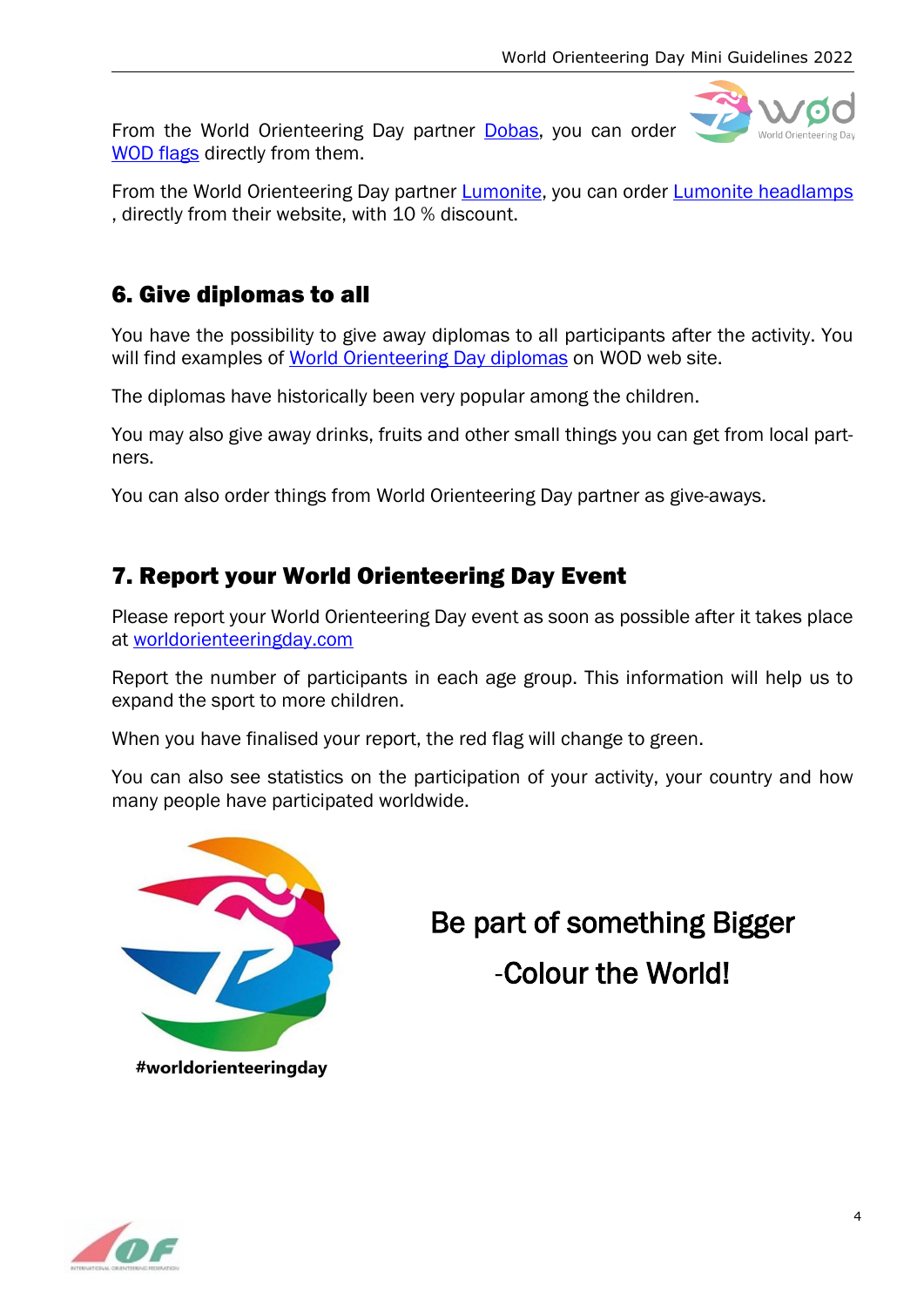From the World Orienteering Day partner Dobas, you can order WOD flags directly from them.

From the World Orienteering Day partner Lumonite, you can order Lumonite headlamps , directly from their website, with 10 % discount.

## 6. Give diplomas to all

You have the possibility to give away diplomas to all participants after the activity. You will find examples of World Orienteering Day diplomas on WOD web site.

The diplomas have historically been very popular among the children.

You may also give away drinks, fruits and other small things you can get from local partners.

You can also order things from World Orienteering Day partner as give-aways.

## 7. Report your World Orienteering Day Event

Please report your World Orienteering Day event as soon as possible after it takes place at worldorienteeringday.com

Report the number of participants in each age group. This information will help us to expand the sport to more children.

When you have finalised your report, the red flag will change to green.

You can also see statistics on the participation of your activity, your country and how many people have participated worldwide.

#worldorienteeringday

Be part of something Bigger

-Colour the World!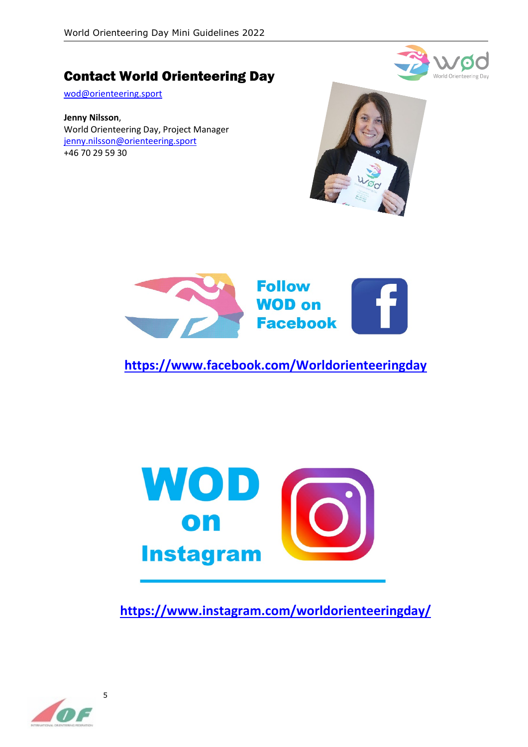## Contact World Orienteering Day

wod@orienteering.sport

**Jenny Nilsson**,
World Orienteering Day, Project Manager
jenny.nilsson@orienteering.sport
+46 70 29 59 30

**Follow WOD on Facebook**

**https://www.facebook.com/Worldorienteeringday**

**WOD on Instagram**

**https://www.instagram.com/worldorienteeringday/**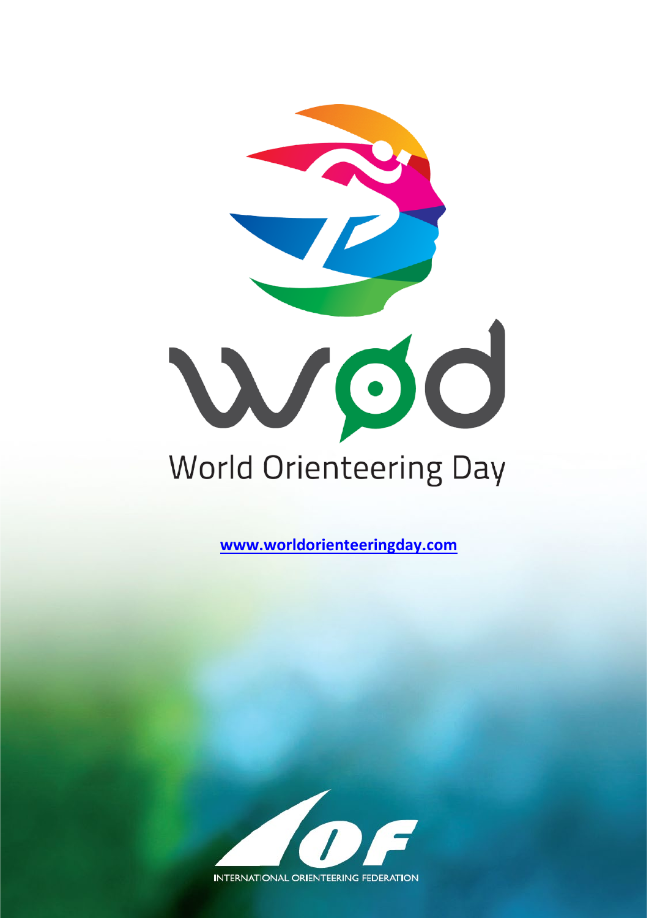World Orienteering Day

[www.worldorienteeringday.com](http://www.worldorienteeringday.com)

INTERNATIONAL ORIENTEERING FEDERATION